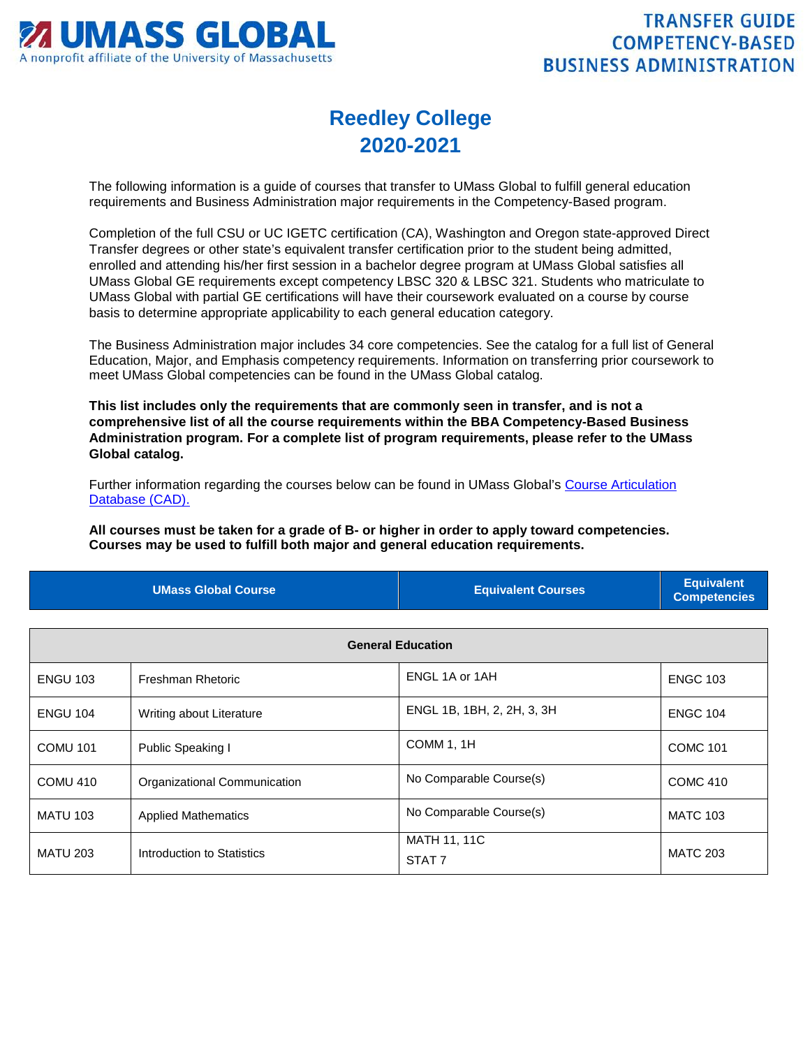# UMASS GLOBAL

A nonprofit affiliate of the University of Massachusetts

**TRANSFER GUIDE
COMPETENCY-BASED
BUSINESS ADMINISTRATION**

## Reedley College
## 2020-2021

The following information is a guide of courses that transfer to UMass Global to fulfill general education requirements and Business Administration major requirements in the Competency-Based program.

Completion of the full CSU or UC IGETC certification (CA), Washington and Oregon state-approved Direct Transfer degrees or other state's equivalent transfer certification prior to the student being admitted, enrolled and attending his/her first session in a bachelor degree program at UMass Global satisfies all UMass Global GE requirements except competency LBSC 320 & LBSC 321. Students who matriculate to UMass Global with partial GE certifications will have their coursework evaluated on a course by course basis to determine appropriate applicability to each general education category.

The Business Administration major includes 34 core competencies. See the catalog for a full list of General Education, Major, and Emphasis competency requirements. Information on transferring prior coursework to meet UMass Global competencies can be found in the UMass Global catalog.

**This list includes only the requirements that are commonly seen in transfer, and is not a comprehensive list of all the course requirements within the BBA Competency-Based Business Administration program. For a complete list of program requirements, please refer to the UMass Global catalog.**

Further information regarding the courses below can be found in UMass Global's Course Articulation Database (CAD).

**All courses must be taken for a grade of B- or higher in order to apply toward competencies. Courses may be used to fulfill both major and general education requirements.**

| UMass Global Course | | Equivalent Courses | Equivalent Competencies |
|---|---|---|---|
| **General Education** | | | |
| ENGU 103 | Freshman Rhetoric | ENGL 1A or 1AH | ENGC 103 |
| ENGU 104 | Writing about Literature | ENGL 1B, 1BH, 2, 2H, 3, 3H | ENGC 104 |
| COMU 101 | Public Speaking I | COMM 1, 1H | COMC 101 |
| COMU 410 | Organizational Communication | No Comparable Course(s) | COMC 410 |
| MATU 103 | Applied Mathematics | No Comparable Course(s) | MATC 103 |
| MATU 203 | Introduction to Statistics | MATH 11, 11C<br>STAT 7 | MATC 203 |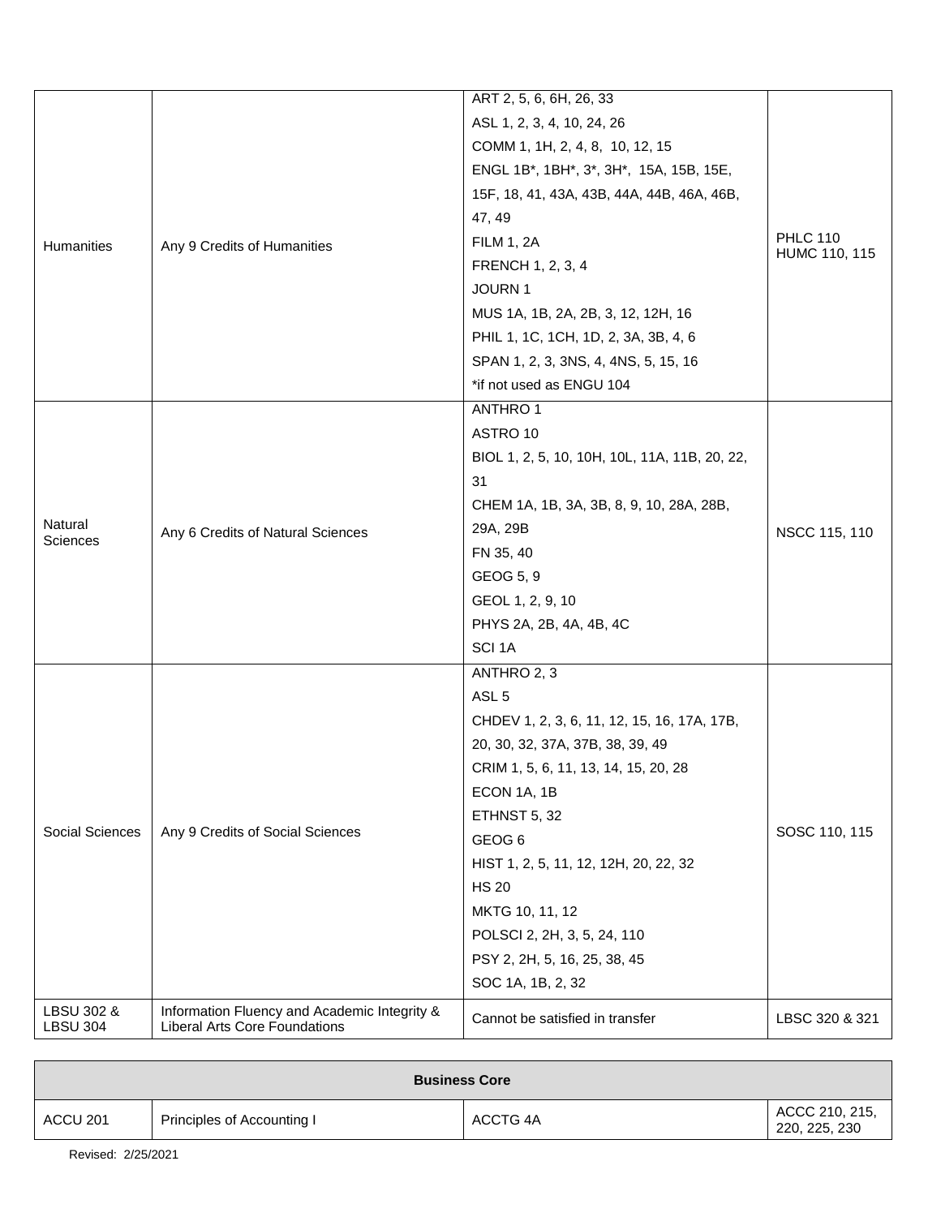| | | | |
|---|---|---|---|
| Humanities | Any 9 Credits of Humanities | ART 2, 5, 6, 6H, 26, 33<br>ASL 1, 2, 3, 4, 10, 24, 26<br>COMM 1, 1H, 2, 4, 8, 10, 12, 15<br>ENGL 1B*, 1BH*, 3*, 3H*, 15A, 15B, 15E, 15F, 18, 41, 43A, 43B, 44A, 44B, 46A, 46B, 47, 49<br>FILM 1, 2A<br>FRENCH 1, 2, 3, 4<br>JOURN 1<br>MUS 1A, 1B, 2A, 2B, 3, 12, 12H, 16<br>PHIL 1, 1C, 1CH, 1D, 2, 3A, 3B, 4, 6<br>SPAN 1, 2, 3, 3NS, 4, 4NS, 5, 15, 16<br>*if not used as ENGU 104 | PHLC 110<br>HUMC 110, 115 |
| Natural Sciences | Any 6 Credits of Natural Sciences | ANTHRO 1<br>ASTRO 10<br>BIOL 1, 2, 5, 10, 10H, 10L, 11A, 11B, 20, 22, 31<br>CHEM 1A, 1B, 3A, 3B, 8, 9, 10, 28A, 28B, 29A, 29B<br>FN 35, 40<br>GEOG 5, 9<br>GEOL 1, 2, 9, 10<br>PHYS 2A, 2B, 4A, 4B, 4C<br>SCI 1A | NSCC 115, 110 |
| Social Sciences | Any 9 Credits of Social Sciences | ANTHRO 2, 3<br>ASL 5<br>CHDEV 1, 2, 3, 6, 11, 12, 15, 16, 17A, 17B, 20, 30, 32, 37A, 37B, 38, 39, 49<br>CRIM 1, 5, 6, 11, 13, 14, 15, 20, 28<br>ECON 1A, 1B<br>ETHNST 5, 32<br>GEOG 6<br>HIST 1, 2, 5, 11, 12, 12H, 20, 22, 32<br>HS 20<br>MKTG 10, 11, 12<br>POLSCI 2, 2H, 3, 5, 24, 110<br>PSY 2, 2H, 5, 16, 25, 38, 45<br>SOC 1A, 1B, 2, 32 | SOSC 110, 115 |
| LBSU 302 & LBSU 304 | Information Fluency and Academic Integrity & Liberal Arts Core Foundations | Cannot be satisfied in transfer | LBSC 320 & 321 |

| **Business Core** | | | |
|---|---|---|---|
| ACCU 201 | Principles of Accounting I | ACCTG 4A | ACCC 210, 215, 220, 225, 230 |

Revised: 2/25/2021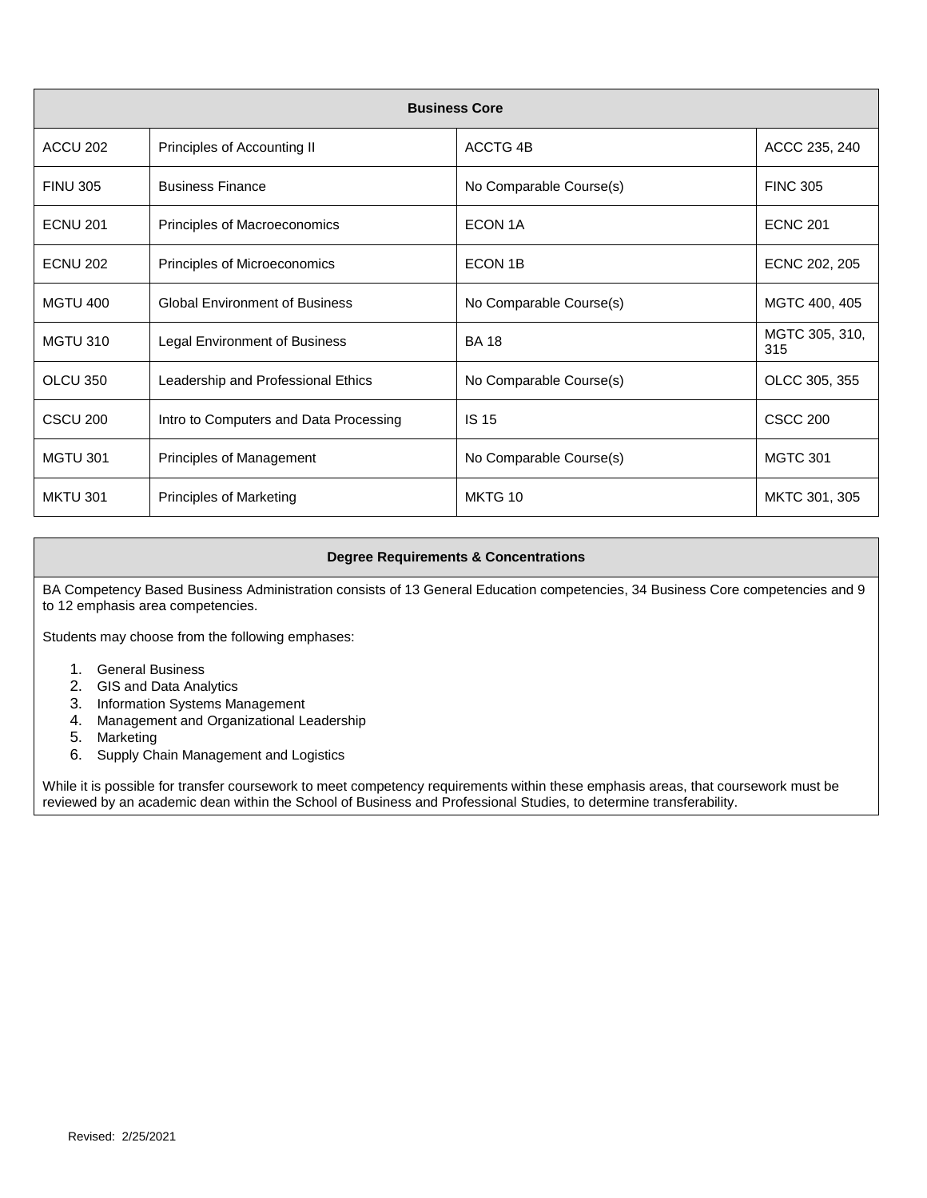| Business Core | | | |
|---|---|---|---|
| ACCU 202 | Principles of Accounting II | ACCTG 4B | ACCC 235, 240 |
| FINU 305 | Business Finance | No Comparable Course(s) | FINC 305 |
| ECNU 201 | Principles of Macroeconomics | ECON 1A | ECNC 201 |
| ECNU 202 | Principles of Microeconomics | ECON 1B | ECNC 202, 205 |
| MGTU 400 | Global Environment of Business | No Comparable Course(s) | MGTC 400, 405 |
| MGTU 310 | Legal Environment of Business | BA 18 | MGTC 305, 310, 315 |
| OLCU 350 | Leadership and Professional Ethics | No Comparable Course(s) | OLCC 305, 355 |
| CSCU 200 | Intro to Computers and Data Processing | IS 15 | CSCC 200 |
| MGTU 301 | Principles of Management | No Comparable Course(s) | MGTC 301 |
| MKTU 301 | Principles of Marketing | MKTG 10 | MKTC 301, 305 |

**Degree Requirements & Concentrations**

BA Competency Based Business Administration consists of 13 General Education competencies, 34 Business Core competencies and 9 to 12 emphasis area competencies.

Students may choose from the following emphases:

1. General Business
2. GIS and Data Analytics
3. Information Systems Management
4. Management and Organizational Leadership
5. Marketing
6. Supply Chain Management and Logistics

While it is possible for transfer coursework to meet competency requirements within these emphasis areas, that coursework must be reviewed by an academic dean within the School of Business and Professional Studies, to determine transferability.

Revised: 2/25/2021